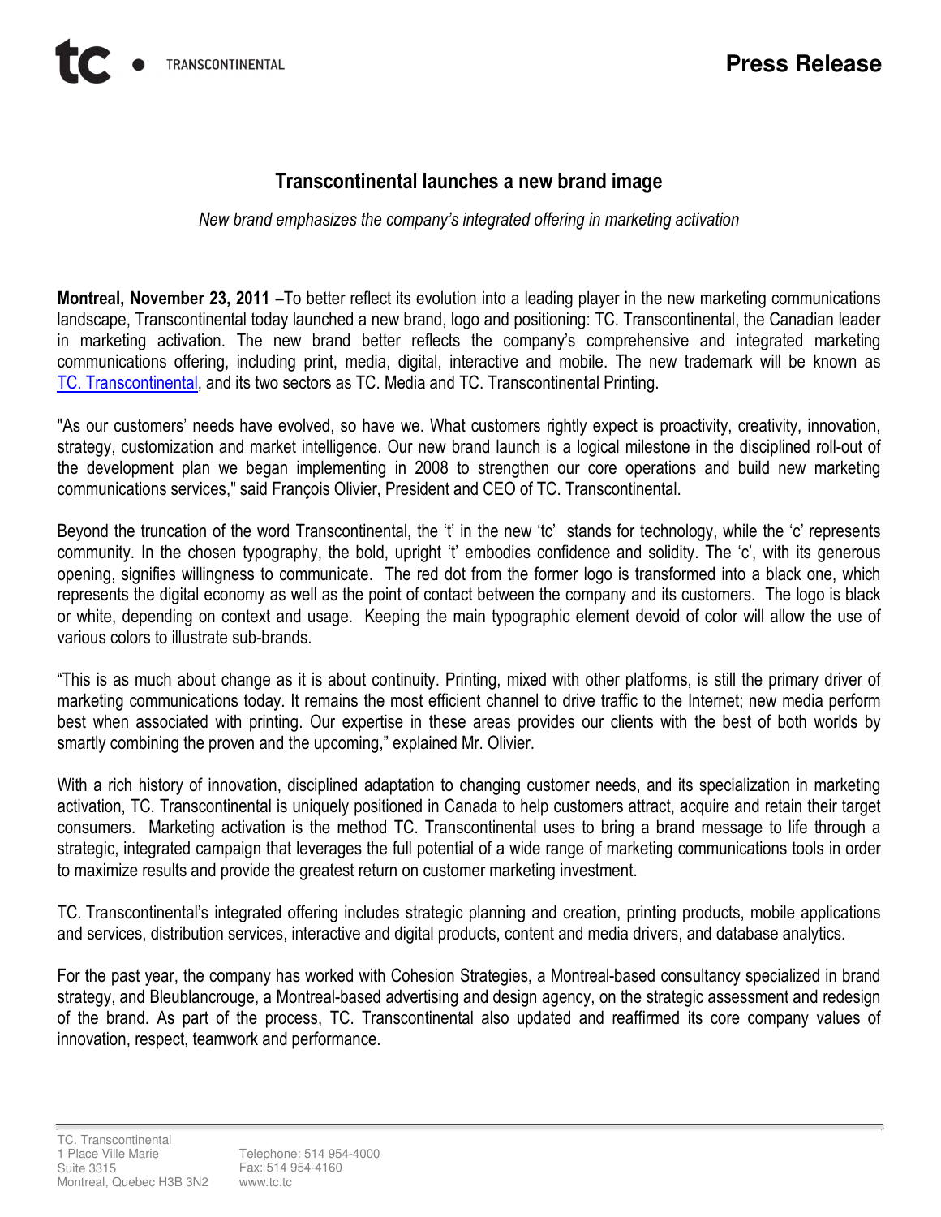TRANSCONTINENTAL

**Press Release**

## Transcontinental launches a new brand image

*New brand emphasizes the company's integrated offering in marketing activation*

**Montreal, November 23, 2011 –**To better reflect its evolution into a leading player in the new marketing communications landscape, Transcontinental today launched a new brand, logo and positioning: TC. Transcontinental, the Canadian leader in marketing activation. The new brand better reflects the company's comprehensive and integrated marketing communications offering, including print, media, digital, interactive and mobile. The new trademark will be known as TC. Transcontinental, and its two sectors as TC. Media and TC. Transcontinental Printing.

"As our customers' needs have evolved, so have we. What customers rightly expect is proactivity, creativity, innovation, strategy, customization and market intelligence. Our new brand launch is a logical milestone in the disciplined roll-out of the development plan we began implementing in 2008 to strengthen our core operations and build new marketing communications services," said François Olivier, President and CEO of TC. Transcontinental.

Beyond the truncation of the word Transcontinental, the 't' in the new 'tc' stands for technology, while the 'c' represents community. In the chosen typography, the bold, upright 't' embodies confidence and solidity. The 'c', with its generous opening, signifies willingness to communicate. The red dot from the former logo is transformed into a black one, which represents the digital economy as well as the point of contact between the company and its customers. The logo is black or white, depending on context and usage. Keeping the main typographic element devoid of color will allow the use of various colors to illustrate sub-brands.

"This is as much about change as it is about continuity. Printing, mixed with other platforms, is still the primary driver of marketing communications today. It remains the most efficient channel to drive traffic to the Internet; new media perform best when associated with printing. Our expertise in these areas provides our clients with the best of both worlds by smartly combining the proven and the upcoming," explained Mr. Olivier.

With a rich history of innovation, disciplined adaptation to changing customer needs, and its specialization in marketing activation, TC. Transcontinental is uniquely positioned in Canada to help customers attract, acquire and retain their target consumers. Marketing activation is the method TC. Transcontinental uses to bring a brand message to life through a strategic, integrated campaign that leverages the full potential of a wide range of marketing communications tools in order to maximize results and provide the greatest return on customer marketing investment.

TC. Transcontinental's integrated offering includes strategic planning and creation, printing products, mobile applications and services, distribution services, interactive and digital products, content and media drivers, and database analytics.

For the past year, the company has worked with Cohesion Strategies, a Montreal-based consultancy specialized in brand strategy, and Bleublancrouge, a Montreal-based advertising and design agency, on the strategic assessment and redesign of the brand. As part of the process, TC. Transcontinental also updated and reaffirmed its core company values of innovation, respect, teamwork and performance.

TC. Transcontinental
1 Place Ville Marie
Suite 3315
Montreal, Quebec H3B 3N2

Telephone: 514 954-4000
Fax: 514 954-4160
www.tc.tc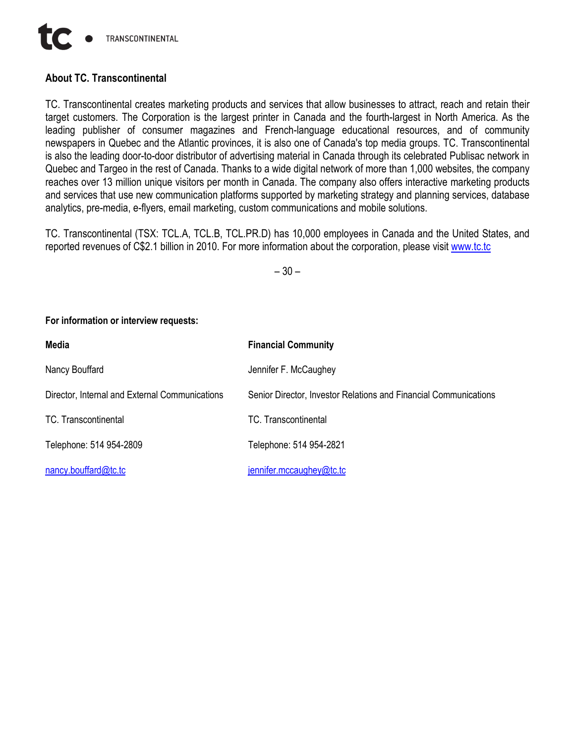## About TC. Transcontinental

TC. Transcontinental creates marketing products and services that allow businesses to attract, reach and retain their target customers. The Corporation is the largest printer in Canada and the fourth-largest in North America. As the leading publisher of consumer magazines and French-language educational resources, and of community newspapers in Quebec and the Atlantic provinces, it is also one of Canada's top media groups. TC. Transcontinental is also the leading door-to-door distributor of advertising material in Canada through its celebrated Publisac network in Quebec and Targeo in the rest of Canada. Thanks to a wide digital network of more than 1,000 websites, the company reaches over 13 million unique visitors per month in Canada. The company also offers interactive marketing products and services that use new communication platforms supported by marketing strategy and planning services, database analytics, pre-media, e-flyers, email marketing, custom communications and mobile solutions.

TC. Transcontinental (TSX: TCL.A, TCL.B, TCL.PR.D) has 10,000 employees in Canada and the United States, and reported revenues of C$2.1 billion in 2010. For more information about the corporation, please visit www.tc.tc

– 30 –

**For information or interview requests:**

| **Media** | **Financial Community** |
|---|---|
| Nancy Bouffard | Jennifer F. McCaughey |
| Director, Internal and External Communications | Senior Director, Investor Relations and Financial Communications |
| TC. Transcontinental | TC. Transcontinental |
| Telephone: 514 954-2809 | Telephone: 514 954-2821 |
| nancy.bouffard@tc.tc | jennifer.mccaughey@tc.tc |